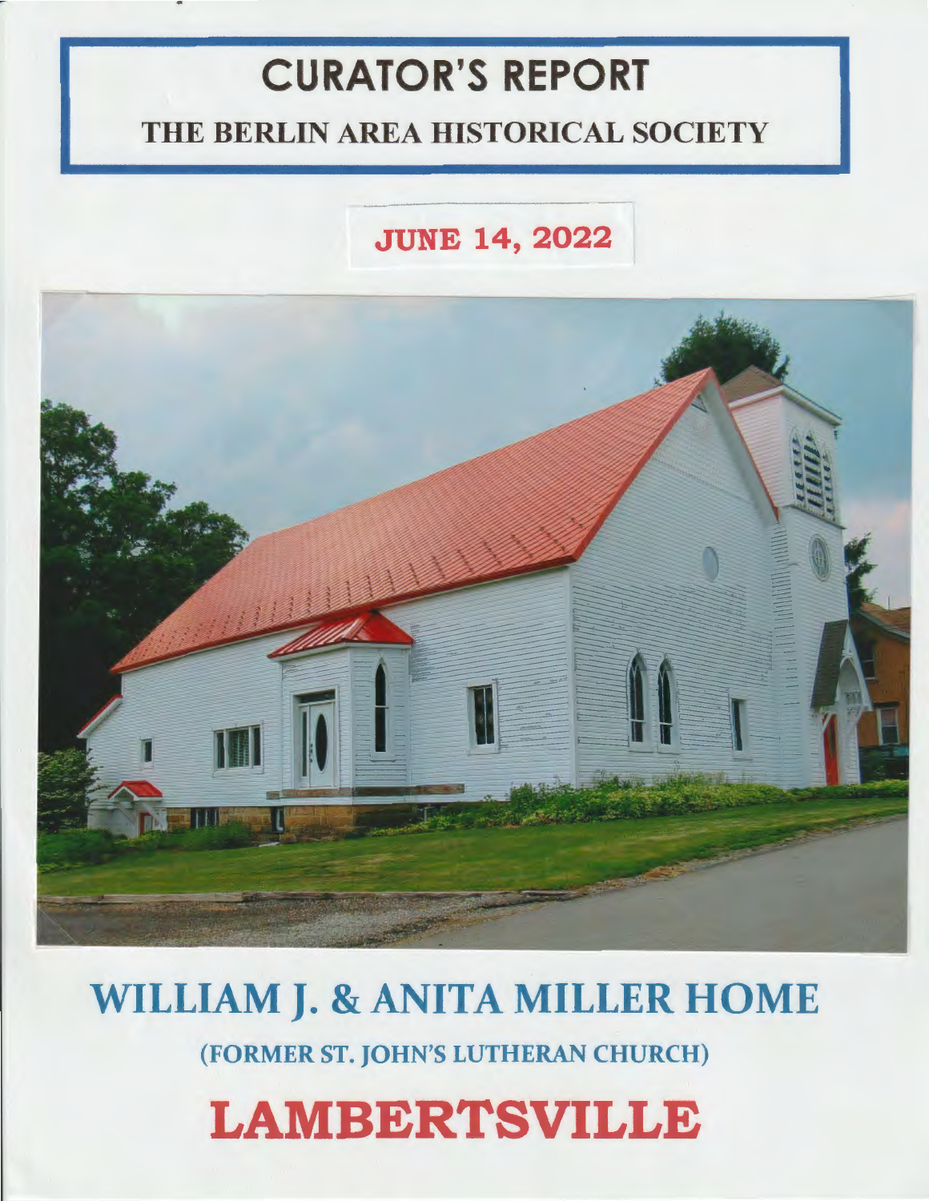# CURATOR'S REPORT

## THE BERLIN AREA HISTORICAL SOCIETY

**JUNE 14, 2022**

# WILLIAM J. & ANITA MILLER HOME

### (FORMER ST. JOHN'S LUTHERAN CHURCH)

# LAMBERTSVILLE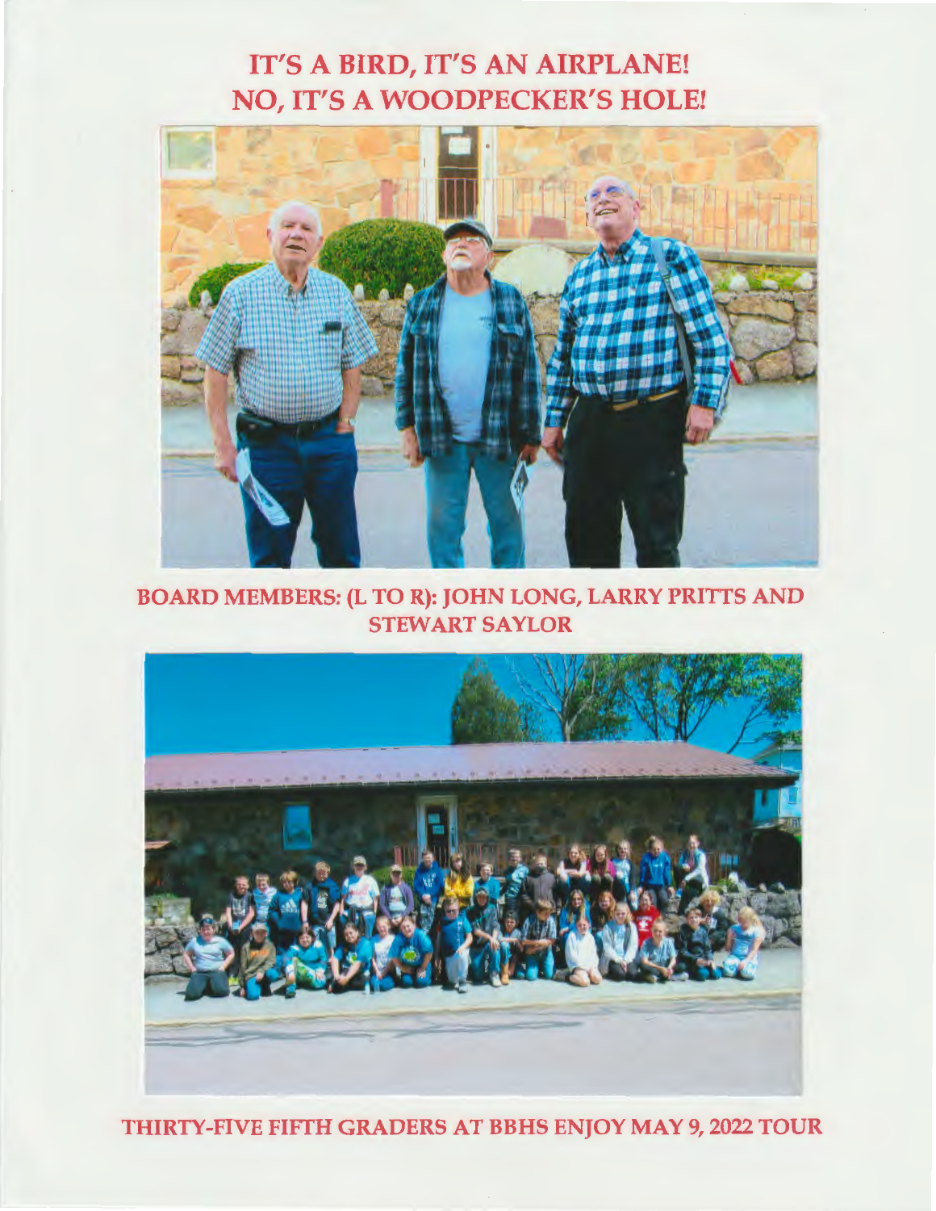# IT'S A BIRD, IT'S AN AIRPLANE! NO, IT'S A WOODPECKER'S HOLE!

BOARD MEMBERS: (L TO R): JOHN LONG, LARRY PRITTS AND STEWART SAYLOR

THIRTY-FIVE FIFTH GRADERS AT BBHS ENJOY MAY 9, 2022 TOUR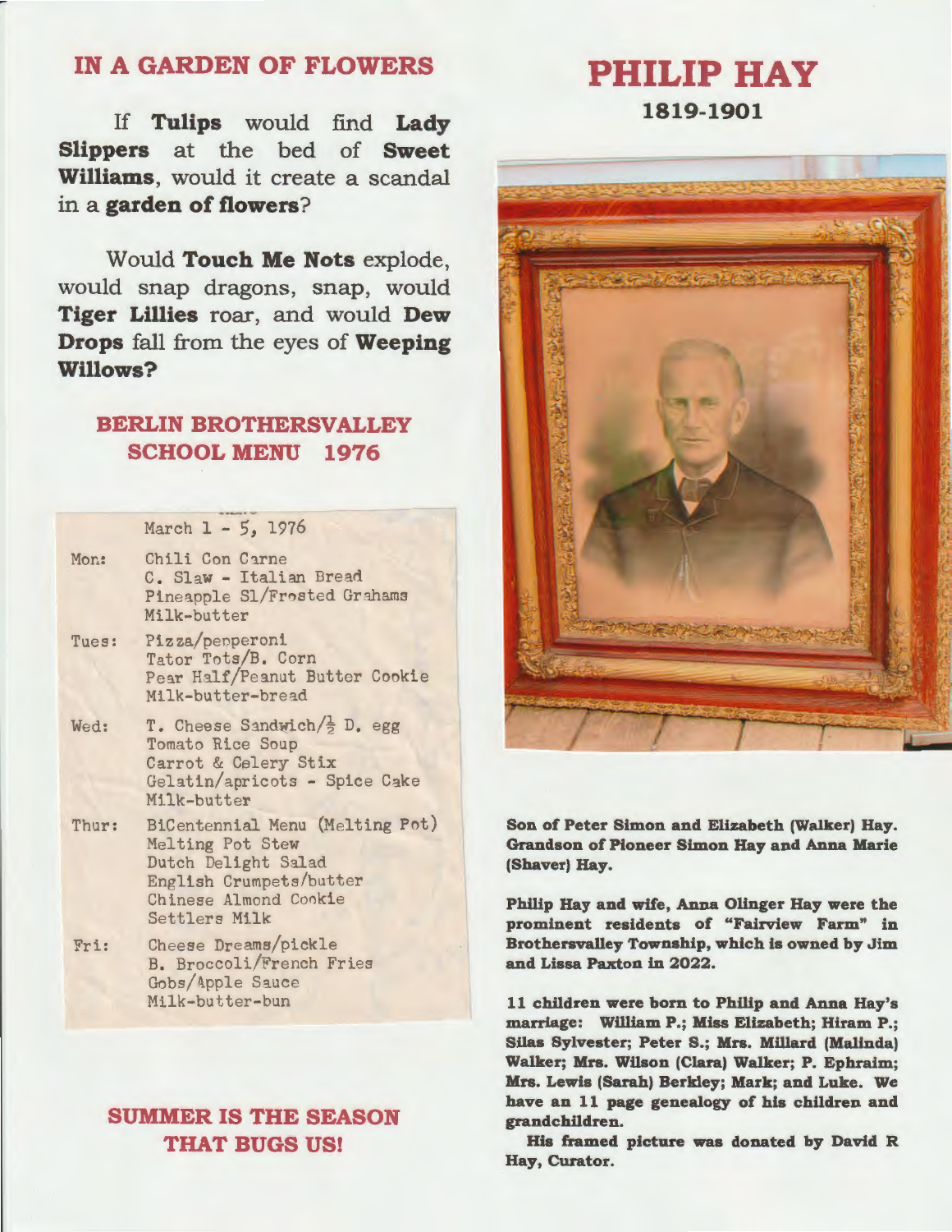## IN A GARDEN OF FLOWERS

If **Tulips** would find **Lady Slippers** at the bed of **Sweet Williams**, would it create a scandal in a **garden of flowers**?

Would **Touch Me Nots** explode, would snap dragons, snap, would **Tiger Lillies** roar, and would **Dew Drops** fall from the eyes of **Weeping Willows?**

## BERLIN BROTHERSVALLEY SCHOOL MENU 1976

March 1 - 5, 1976

| | |
|---|---|
| Mon: | Chili Con Carne<br>C. Slaw - Italian Bread<br>Pineapple Sl/Frosted Grahams<br>Milk-butter |
| Tues: | Pizza/pepperoni<br>Tator Tots/B. Corn<br>Pear Half/Peanut Butter Cookie<br>Milk-butter-bread |
| Wed: | T. Cheese Sandwich/½ D. egg<br>Tomato Rice Soup<br>Carrot & Celery Stix<br>Gelatin/apricots - Spice Cake<br>Milk-butter |
| Thur: | BiCentennial Menu (Melting Pot)<br>Melting Pot Stew<br>Dutch Delight Salad<br>English Crumpets/butter<br>Chinese Almond Cookie<br>Settlers Milk |
| Fri: | Cheese Dreams/pickle<br>B. Broccoli/French Fries<br>Gobs/Apple Sauce<br>Milk-butter-bun |

## SUMMER IS THE SEASON THAT BUGS US!

# PHILIP HAY

### 1819-1901

**Son of Peter Simon and Elizabeth (Walker) Hay. Grandson of Pioneer Simon Hay and Anna Marie (Shaver) Hay.**

**Philip Hay and wife, Anna Olinger Hay were the prominent residents of "Fairview Farm" in Brothersvalley Township, which is owned by Jim and Lissa Paxton in 2022.**

**11 children were born to Philip and Anna Hay's marriage: William P.; Miss Elizabeth; Hiram P.; Silas Sylvester; Peter S.; Mrs. Millard (Malinda) Walker; Mrs. Wilson (Clara) Walker; P. Ephraim; Mrs. Lewis (Sarah) Berkley; Mark; and Luke. We have an 11 page genealogy of his children and grandchildren.**

**His framed picture was donated by David R Hay, Curator.**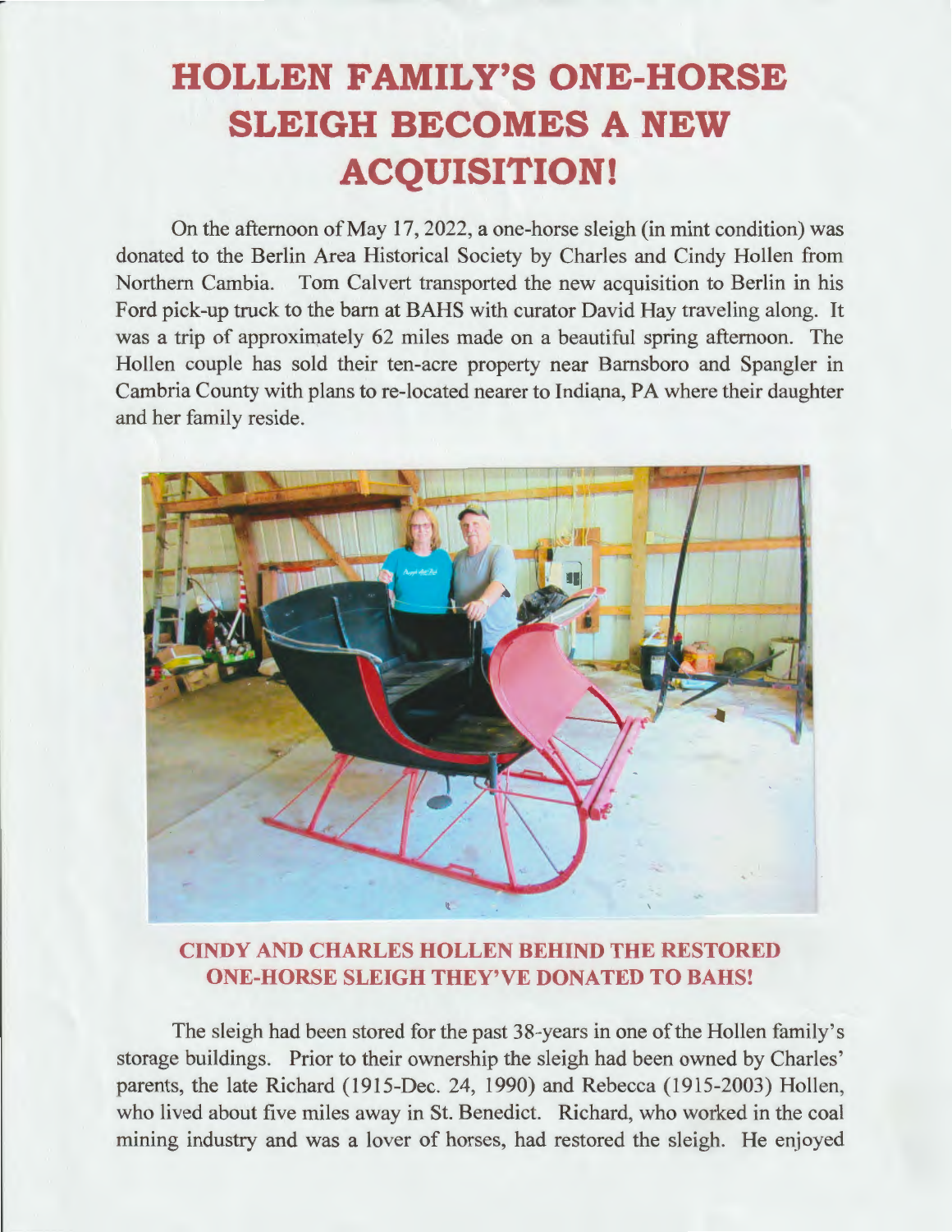# HOLLEN FAMILY'S ONE-HORSE SLEIGH BECOMES A NEW ACQUISITION!

On the afternoon of May 17, 2022, a one-horse sleigh (in mint condition) was donated to the Berlin Area Historical Society by Charles and Cindy Hollen from Northern Cambia. Tom Calvert transported the new acquisition to Berlin in his Ford pick-up truck to the barn at BAHS with curator David Hay traveling along. It was a trip of approximately 62 miles made on a beautiful spring afternoon. The Hollen couple has sold their ten-acre property near Barnsboro and Spangler in Cambria County with plans to re-located nearer to Indiana, PA where their daughter and her family reside.

**CINDY AND CHARLES HOLLEN BEHIND THE RESTORED ONE-HORSE SLEIGH THEY'VE DONATED TO BAHS!**

The sleigh had been stored for the past 38-years in one of the Hollen family's storage buildings. Prior to their ownership the sleigh had been owned by Charles' parents, the late Richard (1915-Dec. 24, 1990) and Rebecca (1915-2003) Hollen, who lived about five miles away in St. Benedict. Richard, who worked in the coal mining industry and was a lover of horses, had restored the sleigh. He enjoyed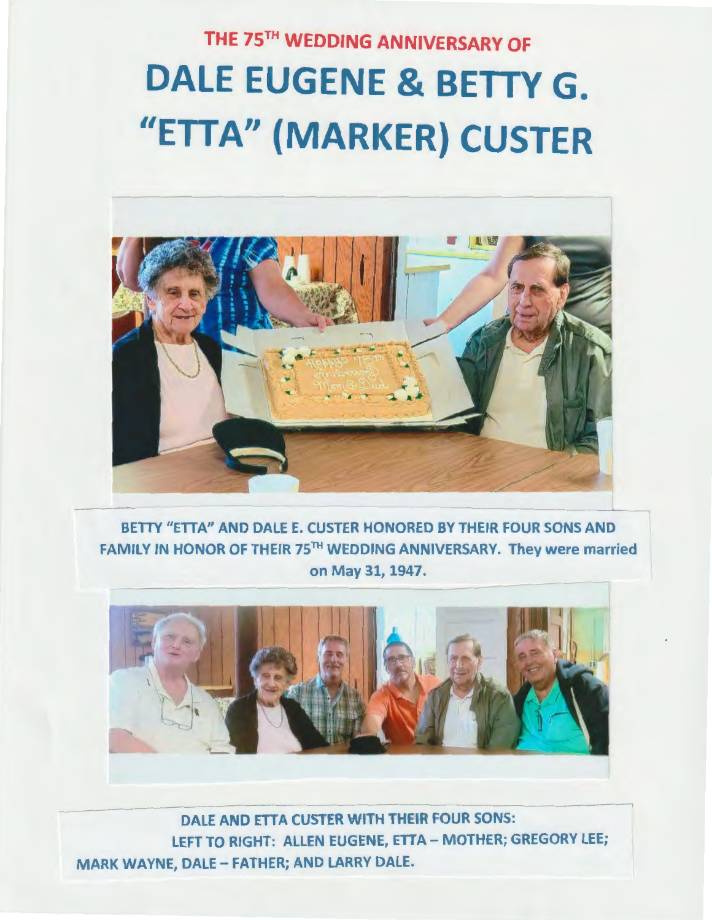# THE 75[TH] WEDDING ANNIVERSARY OF

# DALE EUGENE & BETTY G. "ETTA" (MARKER) CUSTER

BETTY "ETTA" AND DALE E. CUSTER HONORED BY THEIR FOUR SONS AND FAMILY IN HONOR OF THEIR 75[TH] WEDDING ANNIVERSARY. They were married on May 31, 1947.

DALE AND ETTA CUSTER WITH THEIR FOUR SONS:
LEFT TO RIGHT: ALLEN EUGENE, ETTA – MOTHER; GREGORY LEE; MARK WAYNE, DALE – FATHER; AND LARRY DALE.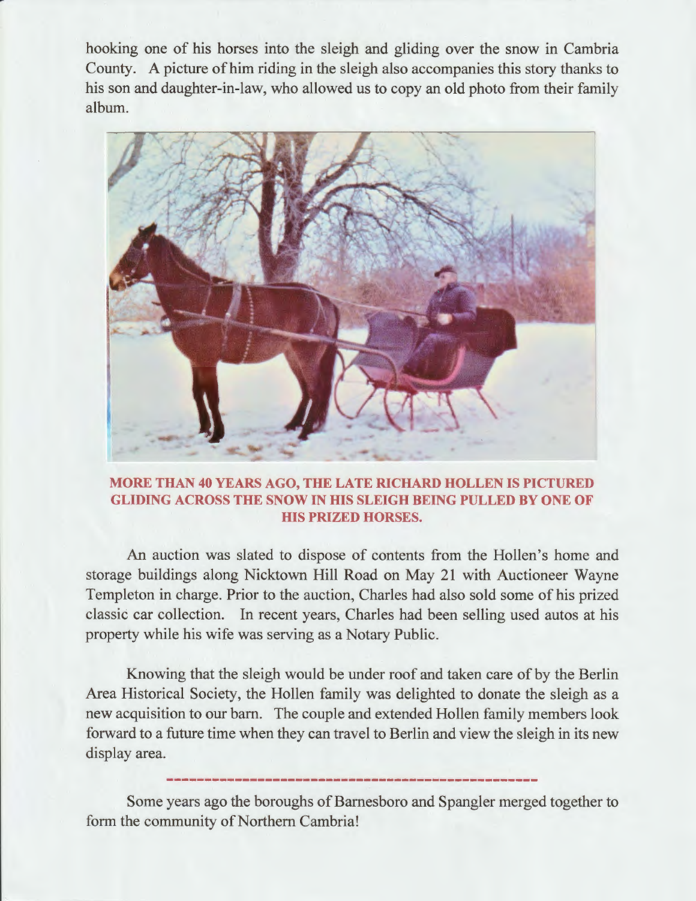hooking one of his horses into the sleigh and gliding over the snow in Cambria County. A picture of him riding in the sleigh also accompanies this story thanks to his son and daughter-in-law, who allowed us to copy an old photo from their family album.

**MORE THAN 40 YEARS AGO, THE LATE RICHARD HOLLEN IS PICTURED GLIDING ACROSS THE SNOW IN HIS SLEIGH BEING PULLED BY ONE OF HIS PRIZED HORSES.**

An auction was slated to dispose of contents from the Hollen's home and storage buildings along Nicktown Hill Road on May 21 with Auctioneer Wayne Templeton in charge. Prior to the auction, Charles had also sold some of his prized classic car collection. In recent years, Charles had been selling used autos at his property while his wife was serving as a Notary Public.

Knowing that the sleigh would be under roof and taken care of by the Berlin Area Historical Society, the Hollen family was delighted to donate the sleigh as a new acquisition to our barn. The couple and extended Hollen family members look forward to a future time when they can travel to Berlin and view the sleigh in its new display area.

---

Some years ago the boroughs of Barnesboro and Spangler merged together to form the community of Northern Cambria!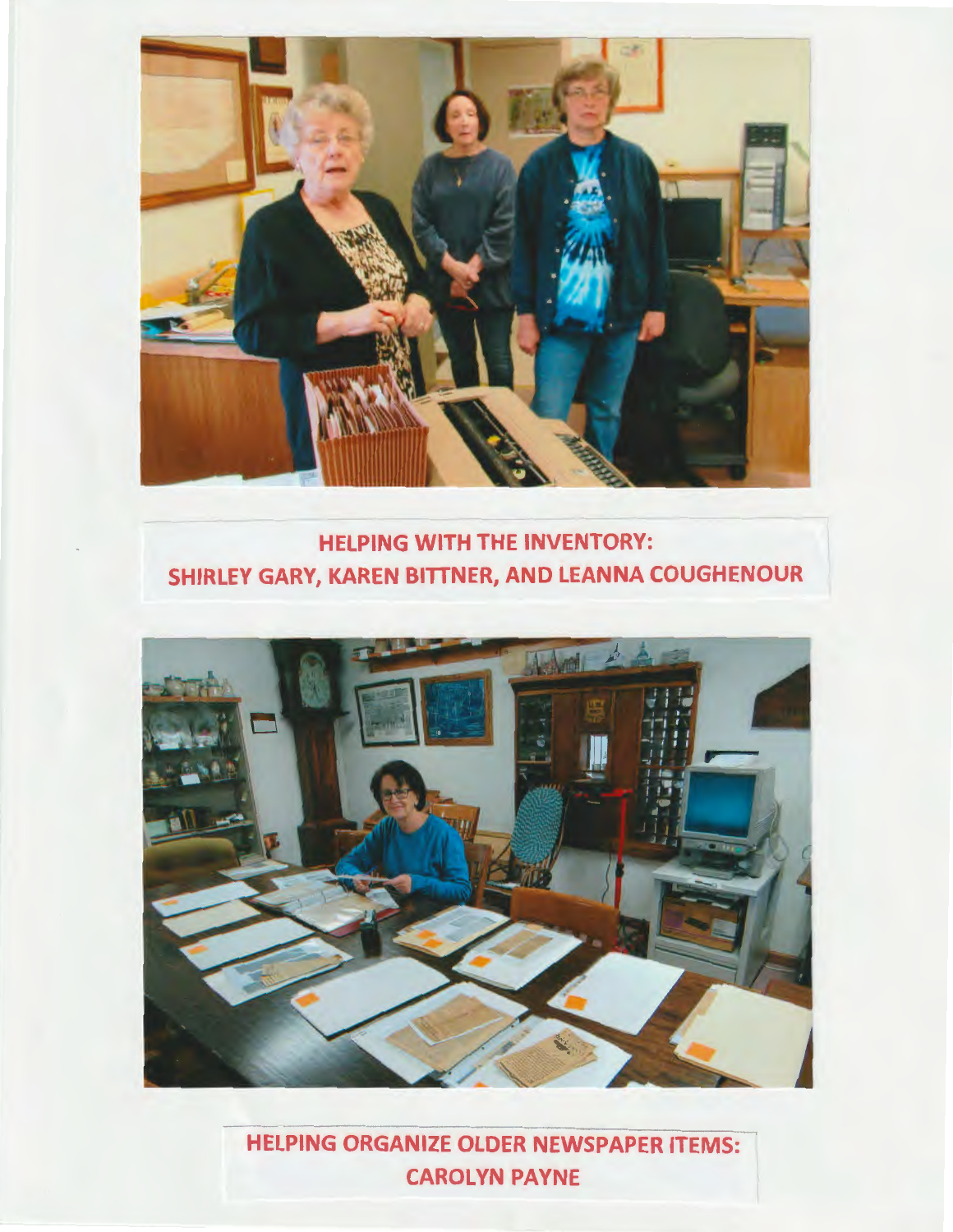HELPING WITH THE INVENTORY:
SHIRLEY GARY, KAREN BITTNER, AND LEANNA COUGHENOUR

HELPING ORGANIZE OLDER NEWSPAPER ITEMS:
CAROLYN PAYNE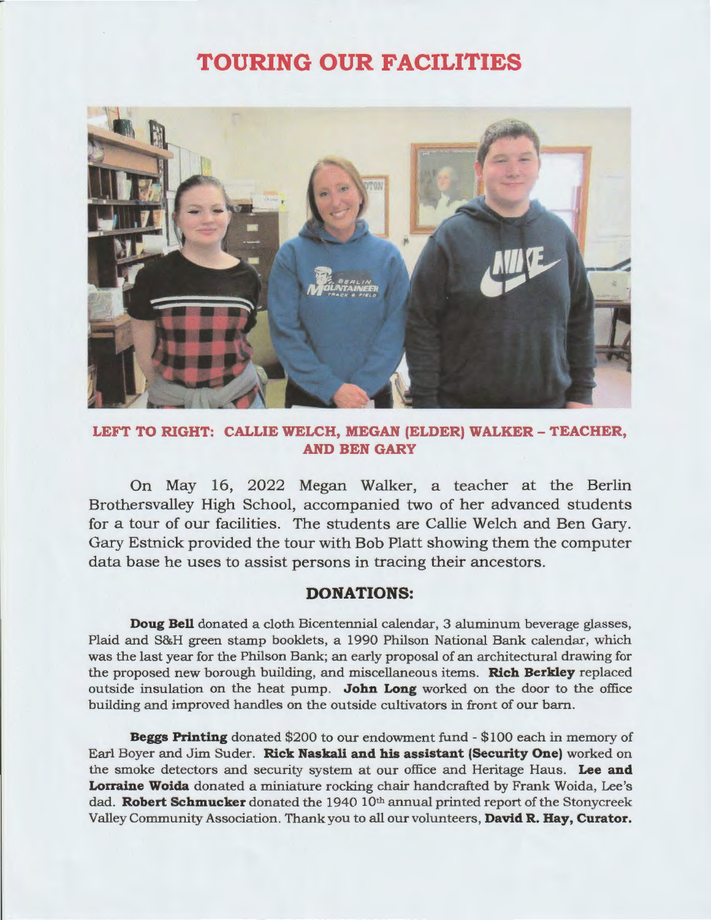# TOURING OUR FACILITIES

**LEFT TO RIGHT: CALLIE WELCH, MEGAN (ELDER) WALKER – TEACHER, AND BEN GARY**

On May 16, 2022 Megan Walker, a teacher at the Berlin Brothersvalley High School, accompanied two of her advanced students for a tour of our facilities. The students are Callie Welch and Ben Gary. Gary Estnick provided the tour with Bob Platt showing them the computer data base he uses to assist persons in tracing their ancestors.

## DONATIONS:

**Doug Bell** donated a cloth Bicentennial calendar, 3 aluminum beverage glasses, Plaid and S&H green stamp booklets, a 1990 Philson National Bank calendar, which was the last year for the Philson Bank; an early proposal of an architectural drawing for the proposed new borough building, and miscellaneous items. **Rich Berkley** replaced outside insulation on the heat pump. **John Long** worked on the door to the office building and improved handles on the outside cultivators in front of our barn.

**Beggs Printing** donated $200 to our endowment fund - $100 each in memory of Earl Boyer and Jim Suder. **Rick Naskali and his assistant (Security One)** worked on the smoke detectors and security system at our office and Heritage Haus. **Lee and Lorraine Woida** donated a miniature rocking chair handcrafted by Frank Woida, Lee's dad. **Robert Schmucker** donated the 1940 10th annual printed report of the Stonycreek Valley Community Association. Thank you to all our volunteers, **David R. Hay, Curator.**